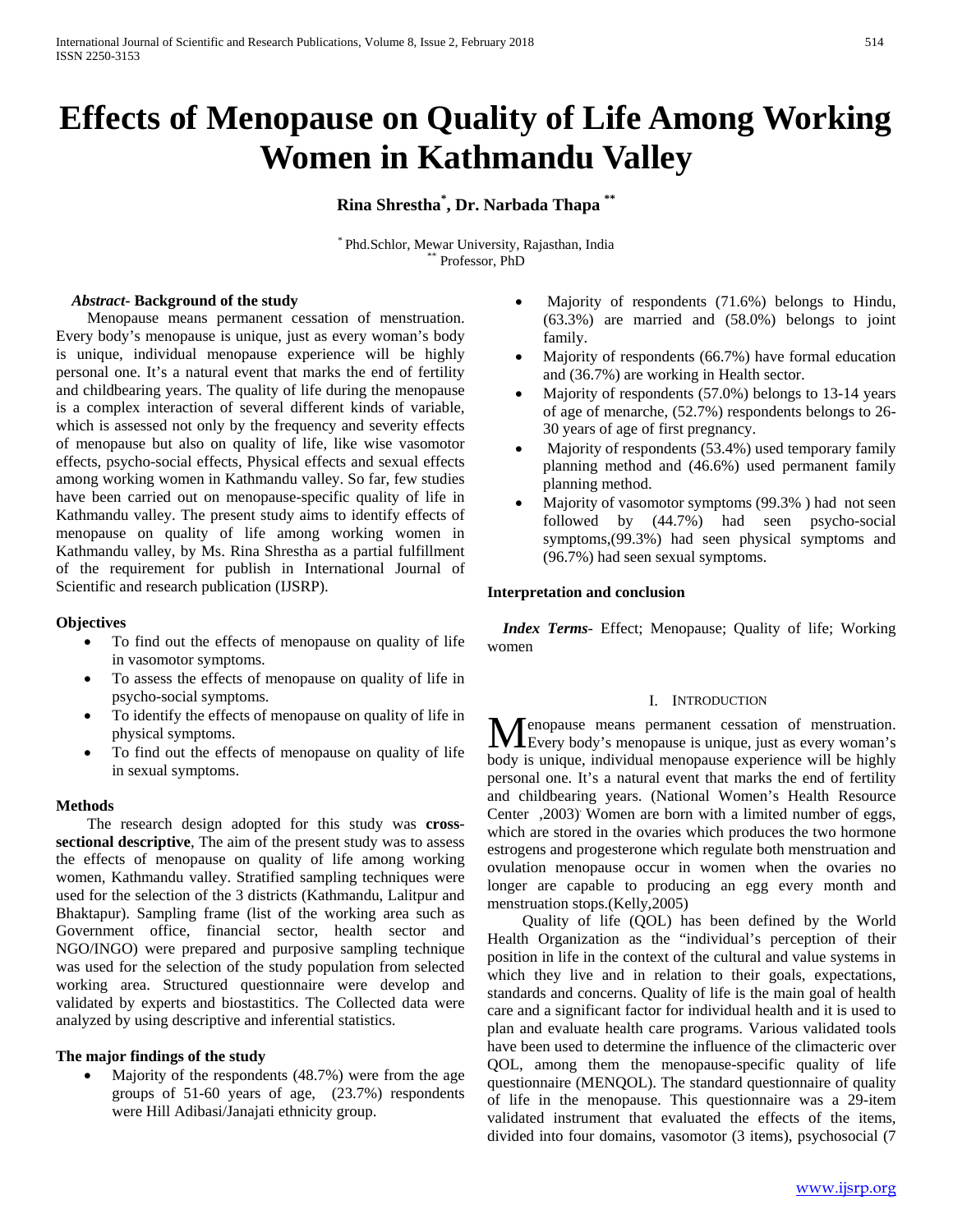# Effects of Menopause on Quality of Life Among Working Women in Kathmandu Valley

**Rina Shrestha[*], Dr. Narbada Thapa [**]**

[*] Phd.Schlor, Mewar University, Rajasthan, India
[**] Professor, PhD

***Abstract*- Background of the study**

Menopause means permanent cessation of menstruation. Every body's menopause is unique, just as every woman's body is unique, individual menopause experience will be highly personal one. It's a natural event that marks the end of fertility and childbearing years. The quality of life during the menopause is a complex interaction of several different kinds of variable, which is assessed not only by the frequency and severity effects of menopause but also on quality of life, like wise vasomotor effects, psycho-social effects, Physical effects and sexual effects among working women in Kathmandu valley. So far, few studies have been carried out on menopause-specific quality of life in Kathmandu valley. The present study aims to identify effects of menopause on quality of life among working women in Kathmandu valley, by Ms. Rina Shrestha as a partial fulfillment of the requirement for publish in International Journal of Scientific and research publication (IJSRP).

**Objectives**

- To find out the effects of menopause on quality of life in vasomotor symptoms.
- To assess the effects of menopause on quality of life in psycho-social symptoms.
- To identify the effects of menopause on quality of life in physical symptoms.
- To find out the effects of menopause on quality of life in sexual symptoms.

**Methods**

The research design adopted for this study was **cross-sectional descriptive**, The aim of the present study was to assess the effects of menopause on quality of life among working women, Kathmandu valley. Stratified sampling techniques were used for the selection of the 3 districts (Kathmandu, Lalitpur and Bhaktapur). Sampling frame (list of the working area such as Government office, financial sector, health sector and NGO/INGO) were prepared and purposive sampling technique was used for the selection of the study population from selected working area. Structured questionnaire were develop and validated by experts and biostastitics. The Collected data were analyzed by using descriptive and inferential statistics.

**The major findings of the study**

- Majority of the respondents (48.7%) were from the age groups of 51-60 years of age, (23.7%) respondents were Hill Adibasi/Janajati ethnicity group.
- Majority of respondents (71.6%) belongs to Hindu, (63.3%) are married and (58.0%) belongs to joint family.
- Majority of respondents (66.7%) have formal education and (36.7%) are working in Health sector.
- Majority of respondents (57.0%) belongs to 13-14 years of age of menarche, (52.7%) respondents belongs to 26-30 years of age of first pregnancy.
- Majority of respondents (53.4%) used temporary family planning method and (46.6%) used permanent family planning method.
- Majority of vasomotor symptoms (99.3% ) had not seen followed by (44.7%) had seen psycho-social symptoms,(99.3%) had seen physical symptoms and (96.7%) had seen sexual symptoms.

**Interpretation and conclusion**

***Index Terms*-** Effect; Menopause; Quality of life; Working women

## I. Introduction

Menopause means permanent cessation of menstruation. Every body's menopause is unique, just as every woman's body is unique, individual menopause experience will be highly personal one. It's a natural event that marks the end of fertility and childbearing years. (National Women's Health Resource Center ,2003). Women are born with a limited number of eggs, which are stored in the ovaries which produces the two hormone estrogens and progesterone which regulate both menstruation and ovulation menopause occur in women when the ovaries no longer are capable to producing an egg every month and menstruation stops.(Kelly,2005)

Quality of life (QOL) has been defined by the World Health Organization as the "individual's perception of their position in life in the context of the cultural and value systems in which they live and in relation to their goals, expectations, standards and concerns. Quality of life is the main goal of health care and a significant factor for individual health and it is used to plan and evaluate health care programs. Various validated tools have been used to determine the influence of the climacteric over QOL, among them the menopause-specific quality of life questionnaire (MENQOL). The standard questionnaire of quality of life in the menopause. This questionnaire was a 29-item validated instrument that evaluated the effects of the items, divided into four domains, vasomotor (3 items), psychosocial (7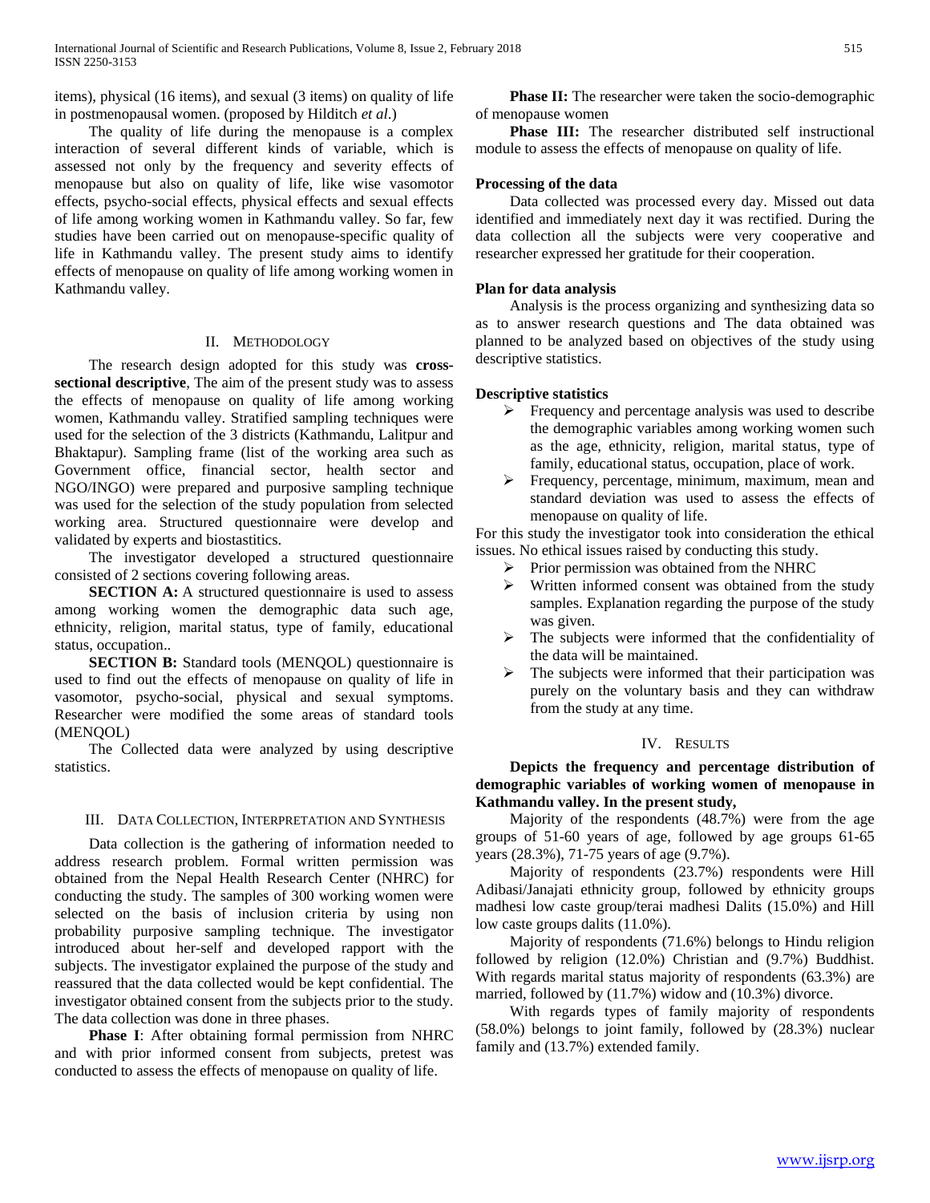items), physical (16 items), and sexual (3 items) on quality of life in postmenopausal women. (proposed by Hilditch *et al*.)

The quality of life during the menopause is a complex interaction of several different kinds of variable, which is assessed not only by the frequency and severity effects of menopause but also on quality of life, like wise vasomotor effects, psycho-social effects, physical effects and sexual effects of life among working women in Kathmandu valley. So far, few studies have been carried out on menopause-specific quality of life in Kathmandu valley. The present study aims to identify effects of menopause on quality of life among working women in Kathmandu valley.

## II. Methodology

The research design adopted for this study was **cross-sectional descriptive**, The aim of the present study was to assess the effects of menopause on quality of life among working women, Kathmandu valley. Stratified sampling techniques were used for the selection of the 3 districts (Kathmandu, Lalitpur and Bhaktapur). Sampling frame (list of the working area such as Government office, financial sector, health sector and NGO/INGO) were prepared and purposive sampling technique was used for the selection of the study population from selected working area. Structured questionnaire were develop and validated by experts and biostastitics.

The investigator developed a structured questionnaire consisted of 2 sections covering following areas.

**SECTION A:** A structured questionnaire is used to assess among working women the demographic data such age, ethnicity, religion, marital status, type of family, educational status, occupation..

**SECTION B:** Standard tools (MENQOL) questionnaire is used to find out the effects of menopause on quality of life in vasomotor, psycho-social, physical and sexual symptoms. Researcher were modified the some areas of standard tools (MENQOL)

The Collected data were analyzed by using descriptive statistics.

## III. Data Collection, Interpretation and Synthesis

Data collection is the gathering of information needed to address research problem. Formal written permission was obtained from the Nepal Health Research Center (NHRC) for conducting the study. The samples of 300 working women were selected on the basis of inclusion criteria by using non probability purposive sampling technique. The investigator introduced about her-self and developed rapport with the subjects. The investigator explained the purpose of the study and reassured that the data collected would be kept confidential. The investigator obtained consent from the subjects prior to the study. The data collection was done in three phases.

**Phase I**: After obtaining formal permission from NHRC and with prior informed consent from subjects, pretest was conducted to assess the effects of menopause on quality of life.

**Phase II:** The researcher were taken the socio-demographic of menopause women

**Phase III:** The researcher distributed self instructional module to assess the effects of menopause on quality of life.

### Processing of the data

Data collected was processed every day. Missed out data identified and immediately next day it was rectified. During the data collection all the subjects were very cooperative and researcher expressed her gratitude for their cooperation.

### Plan for data analysis

Analysis is the process organizing and synthesizing data so as to answer research questions and The data obtained was planned to be analyzed based on objectives of the study using descriptive statistics.

### Descriptive statistics

- Frequency and percentage analysis was used to describe the demographic variables among working women such as the age, ethnicity, religion, marital status, type of family, educational status, occupation, place of work.
- Frequency, percentage, minimum, maximum, mean and standard deviation was used to assess the effects of menopause on quality of life.

For this study the investigator took into consideration the ethical issues. No ethical issues raised by conducting this study.

- Prior permission was obtained from the NHRC
- Written informed consent was obtained from the study samples. Explanation regarding the purpose of the study was given.
- The subjects were informed that the confidentiality of the data will be maintained.
- The subjects were informed that their participation was purely on the voluntary basis and they can withdraw from the study at any time.

## IV. Results

**Depicts the frequency and percentage distribution of demographic variables of working women of menopause in Kathmandu valley. In the present study,**

Majority of the respondents (48.7%) were from the age groups of 51-60 years of age, followed by age groups 61-65 years (28.3%), 71-75 years of age (9.7%).

Majority of respondents (23.7%) respondents were Hill Adibasi/Janajati ethnicity group, followed by ethnicity groups madhesi low caste group/terai madhesi Dalits (15.0%) and Hill low caste groups dalits (11.0%).

Majority of respondents (71.6%) belongs to Hindu religion followed by religion (12.0%) Christian and (9.7%) Buddhist. With regards marital status majority of respondents (63.3%) are married, followed by (11.7%) widow and (10.3%) divorce.

With regards types of family majority of respondents (58.0%) belongs to joint family, followed by (28.3%) nuclear family and (13.7%) extended family.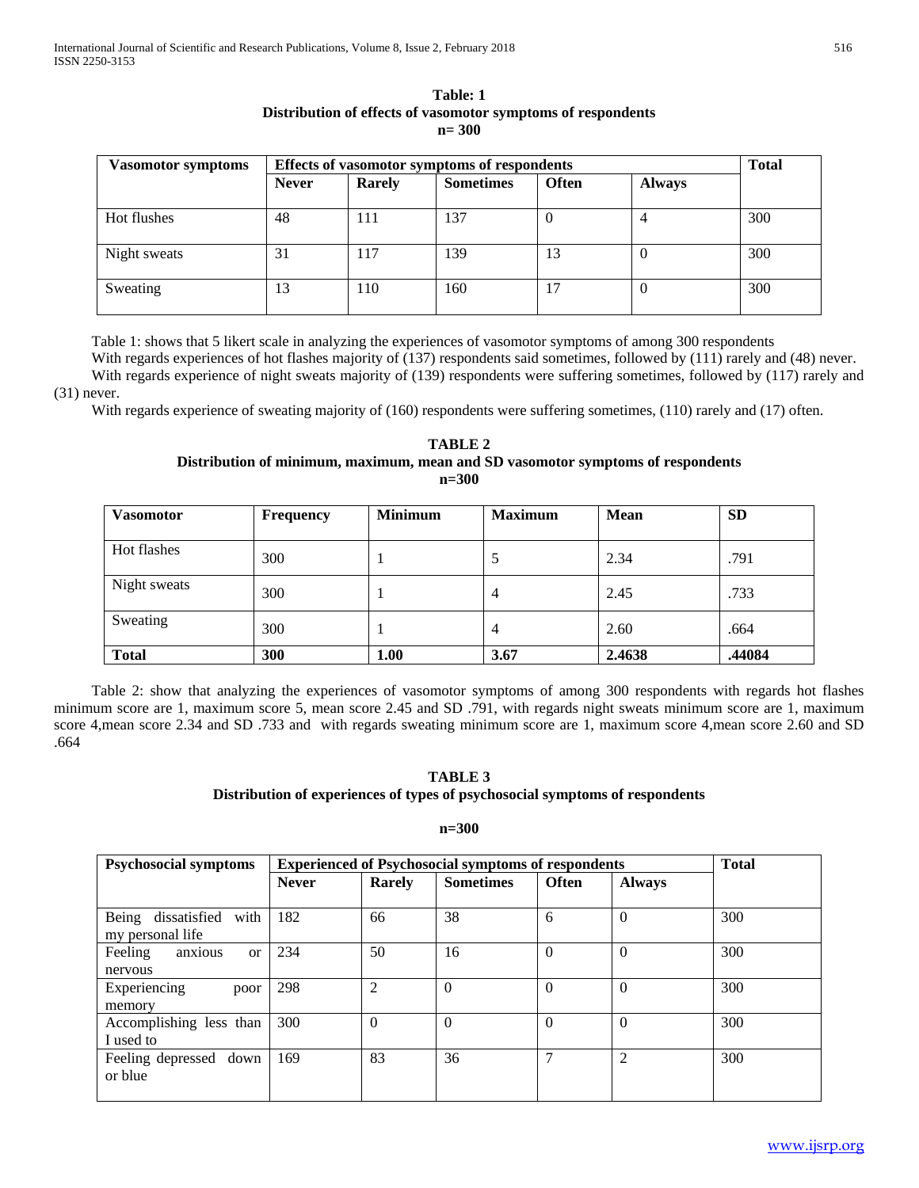**Table: 1**
**Distribution of effects of vasomotor symptoms of respondents**
**n= 300**

| Vasomotor symptoms | Effects of vasomotor symptoms of respondents | | | | | Total |
|---|---|---|---|---|---|---|
| | Never | Rarely | Sometimes | Often | Always | |
| Hot flushes | 48 | 111 | 137 | 0 | 4 | 300 |
| Night sweats | 31 | 117 | 139 | 13 | 0 | 300 |
| Sweating | 13 | 110 | 160 | 17 | 0 | 300 |

Table 1: shows that 5 likert scale in analyzing the experiences of vasomotor symptoms of among 300 respondents

With regards experiences of hot flashes majority of (137) respondents said sometimes, followed by (111) rarely and (48) never.

With regards experience of night sweats majority of (139) respondents were suffering sometimes, followed by (117) rarely and (31) never.

With regards experience of sweating majority of (160) respondents were suffering sometimes, (110) rarely and (17) often.

**TABLE 2**
**Distribution of minimum, maximum, mean and SD vasomotor symptoms of respondents**
**n=300**

| Vasomotor | Frequency | Minimum | Maximum | Mean | SD |
|---|---|---|---|---|---|
| Hot flashes | 300 | 1 | 5 | 2.34 | .791 |
| Night sweats | 300 | 1 | 4 | 2.45 | .733 |
| Sweating | 300 | 1 | 4 | 2.60 | .664 |
| **Total** | **300** | **1.00** | **3.67** | **2.4638** | **.44084** |

Table 2: show that analyzing the experiences of vasomotor symptoms of among 300 respondents with regards hot flashes minimum score are 1, maximum score 5, mean score 2.45 and SD .791, with regards night sweats minimum score are 1, maximum score 4,mean score 2.34 and SD .733 and with regards sweating minimum score are 1, maximum score 4,mean score 2.60 and SD .664

**TABLE 3**
**Distribution of experiences of types of psychosocial symptoms of respondents**

**n=300**

| Psychosocial symptoms | Experienced of Psychosocial symptoms of respondents | | | | | Total |
|---|---|---|---|---|---|---|
| | Never | Rarely | Sometimes | Often | Always | |
| Being dissatisfied with my personal life | 182 | 66 | 38 | 6 | 0 | 300 |
| Feeling anxious or nervous | 234 | 50 | 16 | 0 | 0 | 300 |
| Experiencing poor memory | 298 | 2 | 0 | 0 | 0 | 300 |
| Accomplishing less than I used to | 300 | 0 | 0 | 0 | 0 | 300 |
| Feeling depressed down or blue | 169 | 83 | 36 | 7 | 2 | 300 |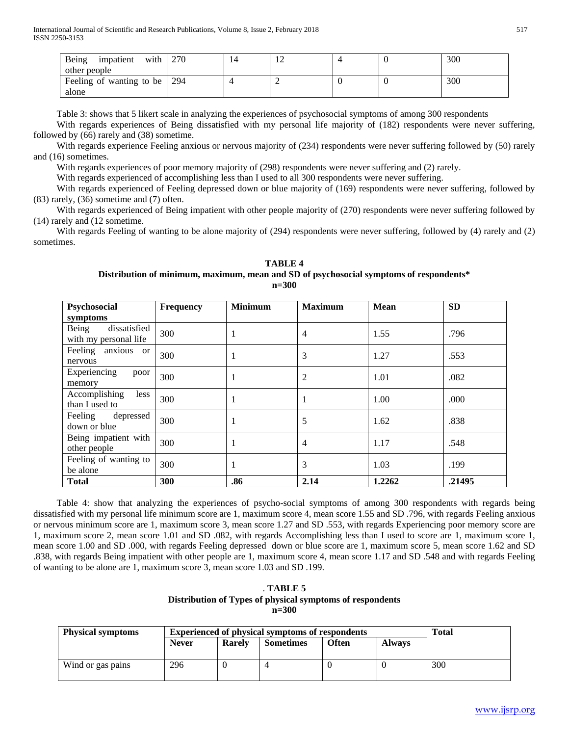| Being impatient with other people | 270 | 14 | 12 | 4 | 0 | 300 |
|---|---|---|---|---|---|---|
| Feeling of wanting to be alone | 294 | 4 | 2 | 0 | 0 | 300 |

Table 3: shows that 5 likert scale in analyzing the experiences of psychosocial symptoms of among 300 respondents

With regards experiences of Being dissatisfied with my personal life majority of (182) respondents were never suffering, followed by (66) rarely and (38) sometime.

With regards experience Feeling anxious or nervous majority of (234) respondents were never suffering followed by (50) rarely and (16) sometimes.

With regards experiences of poor memory majority of (298) respondents were never suffering and (2) rarely.

With regards experienced of accomplishing less than I used to all 300 respondents were never suffering.

With regards experienced of Feeling depressed down or blue majority of (169) respondents were never suffering, followed by (83) rarely, (36) sometime and (7) often.

With regards experienced of Being impatient with other people majority of (270) respondents were never suffering followed by (14) rarely and (12 sometime.

With regards Feeling of wanting to be alone majority of (294) respondents were never suffering, followed by (4) rarely and (2) sometimes.

**TABLE 4**
**Distribution of minimum, maximum, mean and SD of psychosocial symptoms of respondents***
**n=300**

| Psychosocial symptoms | Frequency | Minimum | Maximum | Mean | SD |
|---|---|---|---|---|---|
| Being dissatisfied with my personal life | 300 | 1 | 4 | 1.55 | .796 |
| Feeling anxious or nervous | 300 | 1 | 3 | 1.27 | .553 |
| Experiencing poor memory | 300 | 1 | 2 | 1.01 | .082 |
| Accomplishing less than I used to | 300 | 1 | 1 | 1.00 | .000 |
| Feeling depressed down or blue | 300 | 1 | 5 | 1.62 | .838 |
| Being impatient with other people | 300 | 1 | 4 | 1.17 | .548 |
| Feeling of wanting to be alone | 300 | 1 | 3 | 1.03 | .199 |
| **Total** | **300** | **.86** | **2.14** | **1.2262** | **.21495** |

Table 4: show that analyzing the experiences of psycho-social symptoms of among 300 respondents with regards being dissatisfied with my personal life minimum score are 1, maximum score 4, mean score 1.55 and SD .796, with regards Feeling anxious or nervous minimum score are 1, maximum score 3, mean score 1.27 and SD .553, with regards Experiencing poor memory score are 1, maximum score 2, mean score 1.01 and SD .082, with regards Accomplishing less than I used to score are 1, maximum score 1, mean score 1.00 and SD .000, with regards Feeling depressed down or blue score are 1, maximum score 5, mean score 1.62 and SD .838, with regards Being impatient with other people are 1, maximum score 4, mean score 1.17 and SD .548 and with regards Feeling of wanting to be alone are 1, maximum score 3, mean score 1.03 and SD .199.

. **TABLE 5**
**Distribution of Types of physical symptoms of respondents**
**n=300**

| Physical symptoms | Experienced of physical symptoms of respondents | | | | | Total |
|---|---|---|---|---|---|---|
| | Never | Rarely | Sometimes | Often | Always | |
| Wind or gas pains | 296 | 0 | 4 | 0 | 0 | 300 |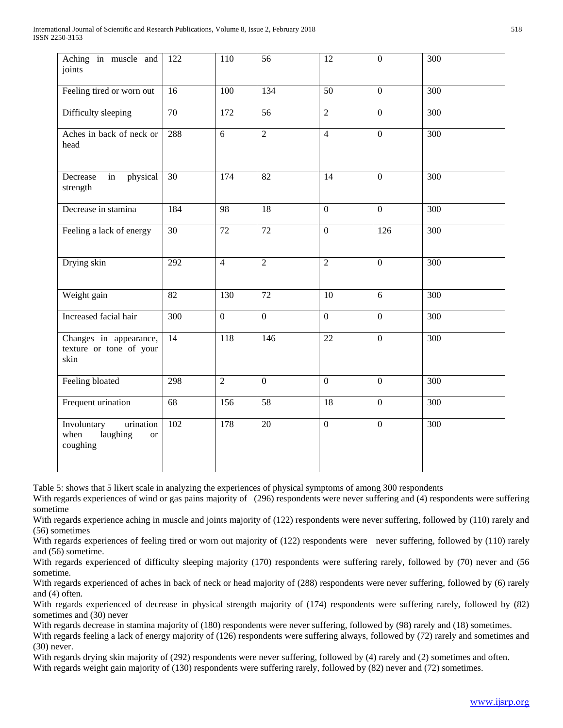| | | | | | | |
|---|---|---|---|---|---|---|
| Aching in muscle and joints | 122 | 110 | 56 | 12 | 0 | 300 |
| Feeling tired or worn out | 16 | 100 | 134 | 50 | 0 | 300 |
| Difficulty sleeping | 70 | 172 | 56 | 2 | 0 | 300 |
| Aches in back of neck or head | 288 | 6 | 2 | 4 | 0 | 300 |
| Decrease in physical strength | 30 | 174 | 82 | 14 | 0 | 300 |
| Decrease in stamina | 184 | 98 | 18 | 0 | 0 | 300 |
| Feeling a lack of energy | 30 | 72 | 72 | 0 | 126 | 300 |
| Drying skin | 292 | 4 | 2 | 2 | 0 | 300 |
| Weight gain | 82 | 130 | 72 | 10 | 6 | 300 |
| Increased facial hair | 300 | 0 | 0 | 0 | 0 | 300 |
| Changes in appearance, texture or tone of your skin | 14 | 118 | 146 | 22 | 0 | 300 |
| Feeling bloated | 298 | 2 | 0 | 0 | 0 | 300 |
| Frequent urination | 68 | 156 | 58 | 18 | 0 | 300 |
| Involuntary urination when laughing or coughing | 102 | 178 | 20 | 0 | 0 | 300 |

Table 5: shows that 5 likert scale in analyzing the experiences of physical symptoms of among 300 respondents

With regards experiences of wind or gas pains majority of (296) respondents were never suffering and (4) respondents were suffering sometime

With regards experience aching in muscle and joints majority of (122) respondents were never suffering, followed by (110) rarely and (56) sometimes

With regards experiences of feeling tired or worn out majority of (122) respondents were never suffering, followed by (110) rarely and (56) sometime.

With regards experienced of difficulty sleeping majority (170) respondents were suffering rarely, followed by (70) never and (56 sometime.

With regards experienced of aches in back of neck or head majority of (288) respondents were never suffering, followed by (6) rarely and (4) often.

With regards experienced of decrease in physical strength majority of (174) respondents were suffering rarely, followed by (82) sometimes and (30) never

With regards decrease in stamina majority of (180) respondents were never suffering, followed by (98) rarely and (18) sometimes.

With regards feeling a lack of energy majority of (126) respondents were suffering always, followed by (72) rarely and sometimes and (30) never.

With regards drying skin majority of (292) respondents were never suffering, followed by (4) rarely and (2) sometimes and often.

With regards weight gain majority of (130) respondents were suffering rarely, followed by (82) never and (72) sometimes.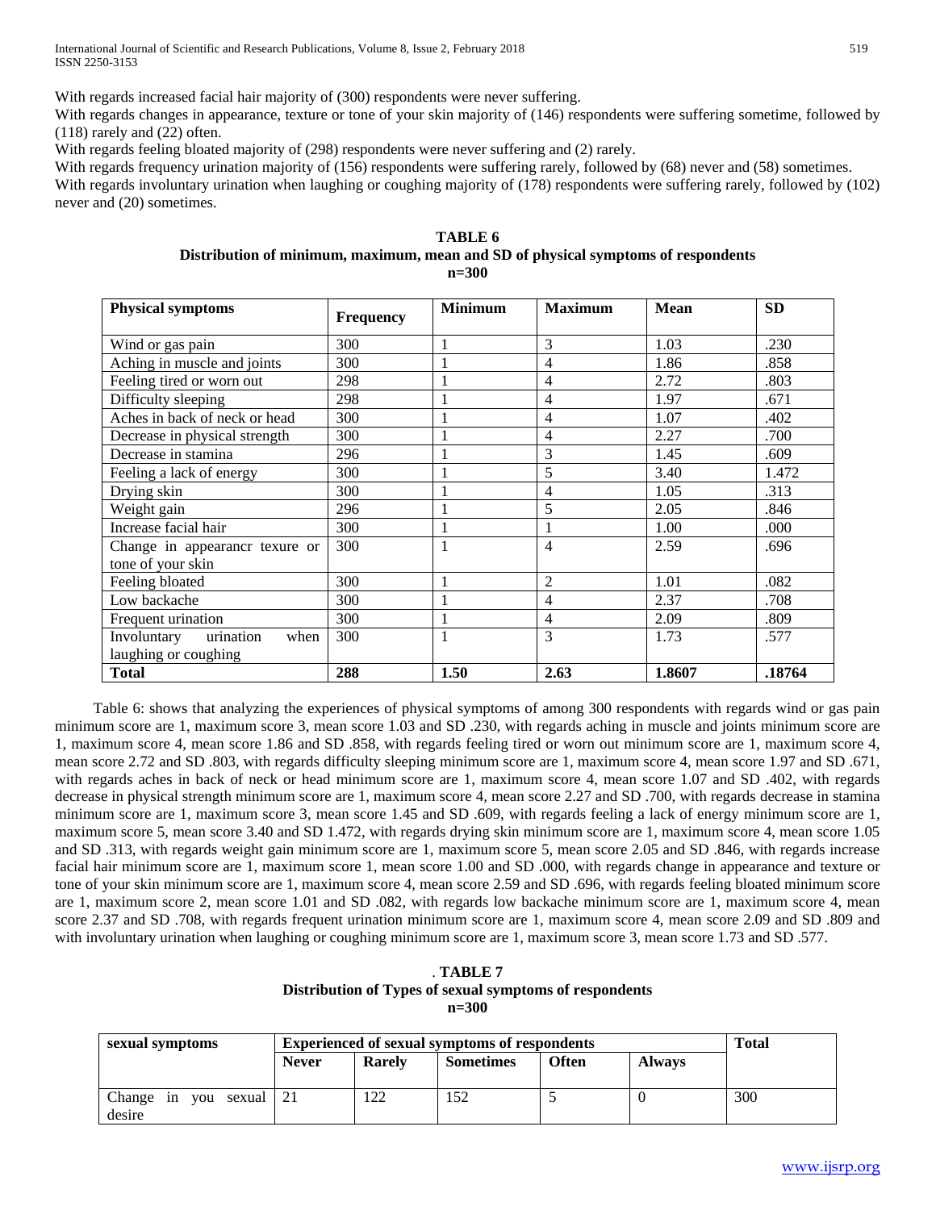With regards increased facial hair majority of (300) respondents were never suffering.

With regards changes in appearance, texture or tone of your skin majority of (146) respondents were suffering sometime, followed by (118) rarely and (22) often.

With regards feeling bloated majority of (298) respondents were never suffering and (2) rarely.

With regards frequency urination majority of (156) respondents were suffering rarely, followed by (68) never and (58) sometimes.

With regards involuntary urination when laughing or coughing majority of (178) respondents were suffering rarely, followed by (102) never and (20) sometimes.

**TABLE 6**
**Distribution of minimum, maximum, mean and SD of physical symptoms of respondents**
**n=300**

| Physical symptoms | Frequency | Minimum | Maximum | Mean | SD |
|---|---|---|---|---|---|
| Wind or gas pain | 300 | 1 | 3 | 1.03 | .230 |
| Aching in muscle and joints | 300 | 1 | 4 | 1.86 | .858 |
| Feeling tired or worn out | 298 | 1 | 4 | 2.72 | .803 |
| Difficulty sleeping | 298 | 1 | 4 | 1.97 | .671 |
| Aches in back of neck or head | 300 | 1 | 4 | 1.07 | .402 |
| Decrease in physical strength | 300 | 1 | 4 | 2.27 | .700 |
| Decrease in stamina | 296 | 1 | 3 | 1.45 | .609 |
| Feeling a lack of energy | 300 | 1 | 5 | 3.40 | 1.472 |
| Drying skin | 300 | 1 | 4 | 1.05 | .313 |
| Weight gain | 296 | 1 | 5 | 2.05 | .846 |
| Increase facial hair | 300 | 1 | 1 | 1.00 | .000 |
| Change in appearancr texure or tone of your skin | 300 | 1 | 4 | 2.59 | .696 |
| Feeling bloated | 300 | 1 | 2 | 1.01 | .082 |
| Low backache | 300 | 1 | 4 | 2.37 | .708 |
| Frequent urination | 300 | 1 | 4 | 2.09 | .809 |
| Involuntary urination when laughing or coughing | 300 | 1 | 3 | 1.73 | .577 |
| **Total** | **288** | **1.50** | **2.63** | **1.8607** | **.18764** |

Table 6: shows that analyzing the experiences of physical symptoms of among 300 respondents with regards wind or gas pain minimum score are 1, maximum score 3, mean score 1.03 and SD .230, with regards aching in muscle and joints minimum score are 1, maximum score 4, mean score 1.86 and SD .858, with regards feeling tired or worn out minimum score are 1, maximum score 4, mean score 2.72 and SD .803, with regards difficulty sleeping minimum score are 1, maximum score 4, mean score 1.97 and SD .671, with regards aches in back of neck or head minimum score are 1, maximum score 4, mean score 1.07 and SD .402, with regards decrease in physical strength minimum score are 1, maximum score 4, mean score 2.27 and SD .700, with regards decrease in stamina minimum score are 1, maximum score 3, mean score 1.45 and SD .609, with regards feeling a lack of energy minimum score are 1, maximum score 5, mean score 3.40 and SD 1.472, with regards drying skin minimum score are 1, maximum score 4, mean score 1.05 and SD .313, with regards weight gain minimum score are 1, maximum score 5, mean score 2.05 and SD .846, with regards increase facial hair minimum score are 1, maximum score 1, mean score 1.00 and SD .000, with regards change in appearance and texture or tone of your skin minimum score are 1, maximum score 4, mean score 2.59 and SD .696, with regards feeling bloated minimum score are 1, maximum score 2, mean score 1.01 and SD .082, with regards low backache minimum score are 1, maximum score 4, mean score 2.37 and SD .708, with regards frequent urination minimum score are 1, maximum score 4, mean score 2.09 and SD .809 and with involuntary urination when laughing or coughing minimum score are 1, maximum score 3, mean score 1.73 and SD .577.

. **TABLE 7**
**Distribution of Types of sexual symptoms of respondents**
**n=300**

| sexual symptoms | Experienced of sexual symptoms of respondents | | | | | Total |
|---|---|---|---|---|---|---|
| | **Never** | **Rarely** | **Sometimes** | **Often** | **Always** | |
| Change in you sexual desire | 21 | 122 | 152 | 5 | 0 | 300 |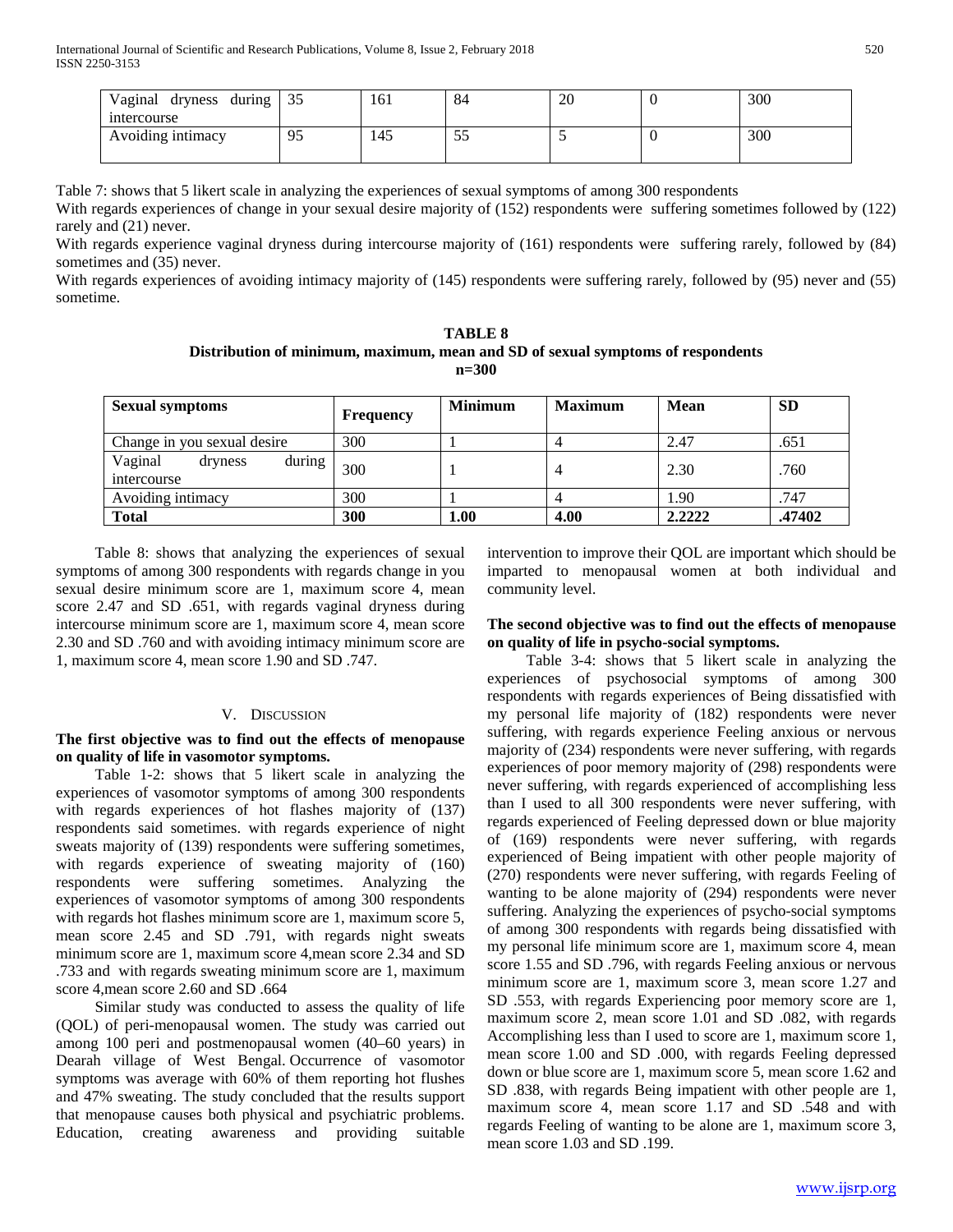| Vaginal dryness during intercourse | 35 | 161 | 84 | 20 | 0 | 300 |
|---|---|---|---|---|---|---|
| Avoiding intimacy | 95 | 145 | 55 | 5 | 0 | 300 |

Table 7: shows that 5 likert scale in analyzing the experiences of sexual symptoms of among 300 respondents

With regards experiences of change in your sexual desire majority of (152) respondents were suffering sometimes followed by (122) rarely and (21) never.

With regards experience vaginal dryness during intercourse majority of (161) respondents were suffering rarely, followed by (84) sometimes and (35) never.

With regards experiences of avoiding intimacy majority of (145) respondents were suffering rarely, followed by (95) never and (55) sometime.

**TABLE 8**
**Distribution of minimum, maximum, mean and SD of sexual symptoms of respondents**
**n=300**

| **Sexual symptoms** | **Frequency** | **Minimum** | **Maximum** | **Mean** | **SD** |
|---|---|---|---|---|---|
| Change in you sexual desire | 300 | 1 | 4 | 2.47 | .651 |
| Vaginal dryness during intercourse | 300 | 1 | 4 | 2.30 | .760 |
| Avoiding intimacy | 300 | 1 | 4 | 1.90 | .747 |
| **Total** | **300** | **1.00** | **4.00** | **2.2222** | **.47402** |

Table 8: shows that analyzing the experiences of sexual symptoms of among 300 respondents with regards change in you sexual desire minimum score are 1, maximum score 4, mean score 2.47 and SD .651, with regards vaginal dryness during intercourse minimum score are 1, maximum score 4, mean score 2.30 and SD .760 and with avoiding intimacy minimum score are 1, maximum score 4, mean score 1.90 and SD .747.

## V. Discussion

**The first objective was to find out the effects of menopause on quality of life in vasomotor symptoms.**

Table 1-2: shows that 5 likert scale in analyzing the experiences of vasomotor symptoms of among 300 respondents with regards experiences of hot flashes majority of (137) respondents said sometimes. with regards experience of night sweats majority of (139) respondents were suffering sometimes, with regards experience of sweating majority of (160) respondents were suffering sometimes. Analyzing the experiences of vasomotor symptoms of among 300 respondents with regards hot flashes minimum score are 1, maximum score 5, mean score 2.45 and SD .791, with regards night sweats minimum score are 1, maximum score 4,mean score 2.34 and SD .733 and with regards sweating minimum score are 1, maximum score 4,mean score 2.60 and SD .664

Similar study was conducted to assess the quality of life (QOL) of peri-menopausal women. The study was carried out among 100 peri and postmenopausal women (40–60 years) in Dearah village of West Bengal. Occurrence of vasomotor symptoms was average with 60% of them reporting hot flushes and 47% sweating. The study concluded that the results support that menopause causes both physical and psychiatric problems. Education, creating awareness and providing suitable intervention to improve their QOL are important which should be imparted to menopausal women at both individual and community level.

**The second objective was to find out the effects of menopause on quality of life in psycho-social symptoms.**

Table 3-4: shows that 5 likert scale in analyzing the experiences of psychosocial symptoms of among 300 respondents with regards experiences of Being dissatisfied with my personal life majority of (182) respondents were never suffering, with regards experience Feeling anxious or nervous majority of (234) respondents were never suffering, with regards experiences of poor memory majority of (298) respondents were never suffering, with regards experienced of accomplishing less than I used to all 300 respondents were never suffering, with regards experienced of Feeling depressed down or blue majority of (169) respondents were never suffering, with regards experienced of Being impatient with other people majority of (270) respondents were never suffering, with regards Feeling of wanting to be alone majority of (294) respondents were never suffering. Analyzing the experiences of psycho-social symptoms of among 300 respondents with regards being dissatisfied with my personal life minimum score are 1, maximum score 4, mean score 1.55 and SD .796, with regards Feeling anxious or nervous minimum score are 1, maximum score 3, mean score 1.27 and SD .553, with regards Experiencing poor memory score are 1, maximum score 2, mean score 1.01 and SD .082, with regards Accomplishing less than I used to score are 1, maximum score 1, mean score 1.00 and SD .000, with regards Feeling depressed down or blue score are 1, maximum score 5, mean score 1.62 and SD .838, with regards Being impatient with other people are 1, maximum score 4, mean score 1.17 and SD .548 and with regards Feeling of wanting to be alone are 1, maximum score 3, mean score 1.03 and SD .199.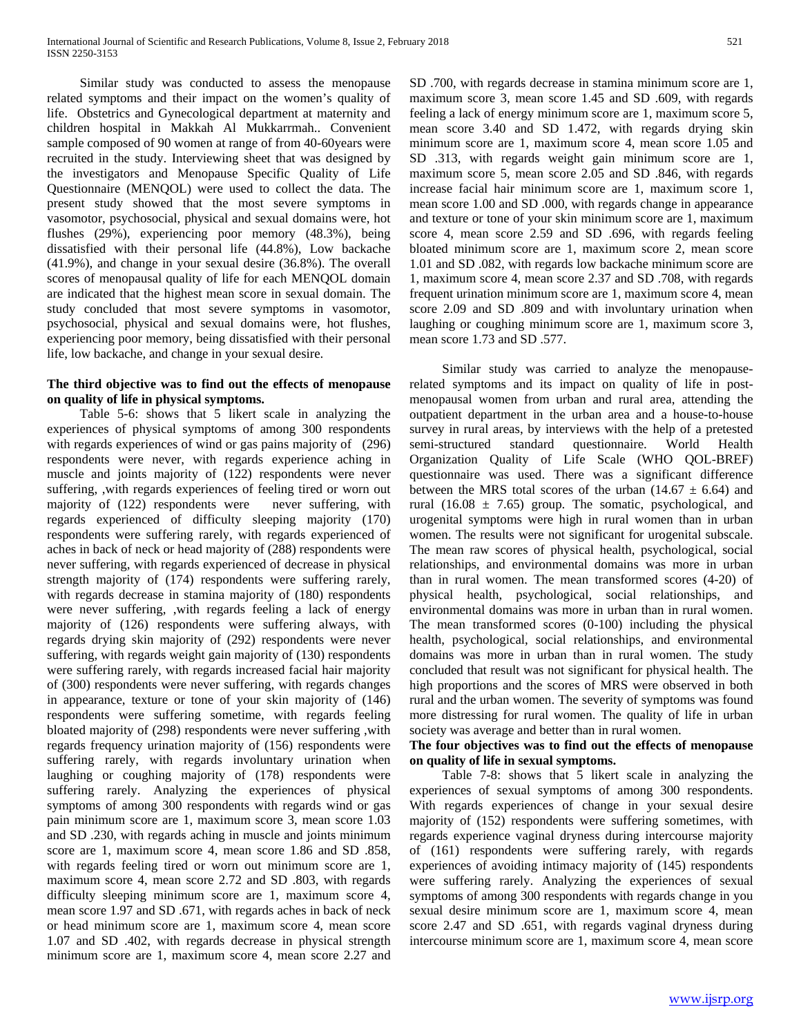Similar study was conducted to assess the menopause related symptoms and their impact on the women's quality of life. Obstetrics and Gynecological department at maternity and children hospital in Makkah Al Mukkarrmah.. Convenient sample composed of 90 women at range of from 40-60years were recruited in the study. Interviewing sheet that was designed by the investigators and Menopause Specific Quality of Life Questionnaire (MENQOL) were used to collect the data. The present study showed that the most severe symptoms in vasomotor, psychosocial, physical and sexual domains were, hot flushes (29%), experiencing poor memory (48.3%), being dissatisfied with their personal life (44.8%), Low backache (41.9%), and change in your sexual desire (36.8%). The overall scores of menopausal quality of life for each MENQOL domain are indicated that the highest mean score in sexual domain. The study concluded that most severe symptoms in vasomotor, psychosocial, physical and sexual domains were, hot flushes, experiencing poor memory, being dissatisfied with their personal life, low backache, and change in your sexual desire.

**The third objective was to find out the effects of menopause on quality of life in physical symptoms.**

Table 5-6: shows that 5 likert scale in analyzing the experiences of physical symptoms of among 300 respondents with regards experiences of wind or gas pains majority of (296) respondents were never, with regards experience aching in muscle and joints majority of (122) respondents were never suffering, ,with regards experiences of feeling tired or worn out majority of (122) respondents were never suffering, with regards experienced of difficulty sleeping majority (170) respondents were suffering rarely, with regards experienced of aches in back of neck or head majority of (288) respondents were never suffering, with regards experienced of decrease in physical strength majority of (174) respondents were suffering rarely, with regards decrease in stamina majority of (180) respondents were never suffering, ,with regards feeling a lack of energy majority of (126) respondents were suffering always, with regards drying skin majority of (292) respondents were never suffering, with regards weight gain majority of (130) respondents were suffering rarely, with regards increased facial hair majority of (300) respondents were never suffering, with regards changes in appearance, texture or tone of your skin majority of (146) respondents were suffering sometime, with regards feeling bloated majority of (298) respondents were never suffering ,with regards frequency urination majority of (156) respondents were suffering rarely, with regards involuntary urination when laughing or coughing majority of (178) respondents were suffering rarely. Analyzing the experiences of physical symptoms of among 300 respondents with regards wind or gas pain minimum score are 1, maximum score 3, mean score 1.03 and SD .230, with regards aching in muscle and joints minimum score are 1, maximum score 4, mean score 1.86 and SD .858, with regards feeling tired or worn out minimum score are 1, maximum score 4, mean score 2.72 and SD .803, with regards difficulty sleeping minimum score are 1, maximum score 4, mean score 1.97 and SD .671, with regards aches in back of neck or head minimum score are 1, maximum score 4, mean score 1.07 and SD .402, with regards decrease in physical strength minimum score are 1, maximum score 4, mean score 2.27 and SD .700, with regards decrease in stamina minimum score are 1, maximum score 3, mean score 1.45 and SD .609, with regards feeling a lack of energy minimum score are 1, maximum score 5, mean score 3.40 and SD 1.472, with regards drying skin minimum score are 1, maximum score 4, mean score 1.05 and SD .313, with regards weight gain minimum score are 1, maximum score 5, mean score 2.05 and SD .846, with regards increase facial hair minimum score are 1, maximum score 1, mean score 1.00 and SD .000, with regards change in appearance and texture or tone of your skin minimum score are 1, maximum score 4, mean score 2.59 and SD .696, with regards feeling bloated minimum score are 1, maximum score 2, mean score 1.01 and SD .082, with regards low backache minimum score are 1, maximum score 4, mean score 2.37 and SD .708, with regards frequent urination minimum score are 1, maximum score 4, mean score 2.09 and SD .809 and with involuntary urination when laughing or coughing minimum score are 1, maximum score 3, mean score 1.73 and SD .577.

Similar study was carried to analyze the menopause-related symptoms and its impact on quality of life in post-menopausal women from urban and rural area, attending the outpatient department in the urban area and a house-to-house survey in rural areas, by interviews with the help of a pretested semi-structured standard questionnaire. World Health Organization Quality of Life Scale (WHO QOL-BREF) questionnaire was used. There was a significant difference between the MRS total scores of the urban ($14.67 \pm 6.64$) and rural ($16.08 \pm 7.65$) group. The somatic, psychological, and urogenital symptoms were high in rural women than in urban women. The results were not significant for urogenital subscale. The mean raw scores of physical health, psychological, social relationships, and environmental domains was more in urban than in rural women. The mean transformed scores (4-20) of physical health, psychological, social relationships, and environmental domains was more in urban than in rural women. The mean transformed scores (0-100) including the physical health, psychological, social relationships, and environmental domains was more in urban than in rural women. The study concluded that result was not significant for physical health. The high proportions and the scores of MRS were observed in both rural and the urban women. The severity of symptoms was found more distressing for rural women. The quality of life in urban society was average and better than in rural women.

**The four objectives was to find out the effects of menopause on quality of life in sexual symptoms.**

Table 7-8: shows that 5 likert scale in analyzing the experiences of sexual symptoms of among 300 respondents. With regards experiences of change in your sexual desire majority of (152) respondents were suffering sometimes, with regards experience vaginal dryness during intercourse majority of (161) respondents were suffering rarely, with regards experiences of avoiding intimacy majority of (145) respondents were suffering rarely. Analyzing the experiences of sexual symptoms of among 300 respondents with regards change in you sexual desire minimum score are 1, maximum score 4, mean score 2.47 and SD .651, with regards vaginal dryness during intercourse minimum score are 1, maximum score 4, mean score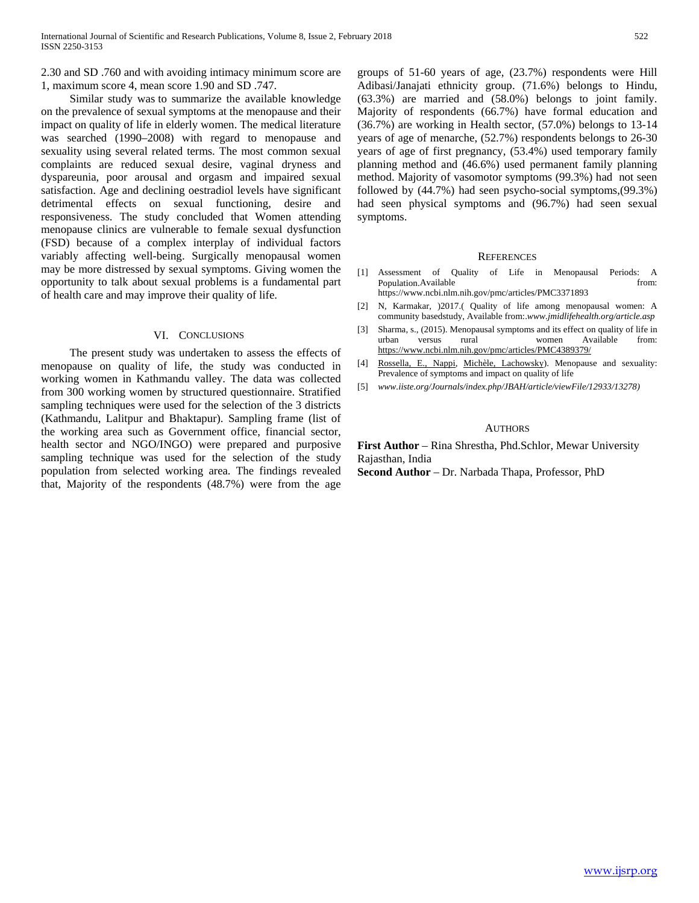2.30 and SD .760 and with avoiding intimacy minimum score are 1, maximum score 4, mean score 1.90 and SD .747.

Similar study was to summarize the available knowledge on the prevalence of sexual symptoms at the menopause and their impact on quality of life in elderly women. The medical literature was searched (1990–2008) with regard to menopause and sexuality using several related terms. The most common sexual complaints are reduced sexual desire, vaginal dryness and dyspareunia, poor arousal and orgasm and impaired sexual satisfaction. Age and declining oestradiol levels have significant detrimental effects on sexual functioning, desire and responsiveness. The study concluded that Women attending menopause clinics are vulnerable to female sexual dysfunction (FSD) because of a complex interplay of individual factors variably affecting well-being. Surgically menopausal women may be more distressed by sexual symptoms. Giving women the opportunity to talk about sexual problems is a fundamental part of health care and may improve their quality of life.

## VI. Conclusions

The present study was undertaken to assess the effects of menopause on quality of life, the study was conducted in working women in Kathmandu valley. The data was collected from 300 working women by structured questionnaire. Stratified sampling techniques were used for the selection of the 3 districts (Kathmandu, Lalitpur and Bhaktapur). Sampling frame (list of the working area such as Government office, financial sector, health sector and NGO/INGO) were prepared and purposive sampling technique was used for the selection of the study population from selected working area. The findings revealed that, Majority of the respondents (48.7%) were from the age groups of 51-60 years of age, (23.7%) respondents were Hill Adibasi/Janajati ethnicity group. (71.6%) belongs to Hindu, (63.3%) are married and (58.0%) belongs to joint family. Majority of respondents (66.7%) have formal education and (36.7%) are working in Health sector, (57.0%) belongs to 13-14 years of age of menarche, (52.7%) respondents belongs to 26-30 years of age of first pregnancy, (53.4%) used temporary family planning method and (46.6%) used permanent family planning method. Majority of vasomotor symptoms (99.3%) had not seen followed by (44.7%) had seen psycho-social symptoms,(99.3%) had seen physical symptoms and (96.7%) had seen sexual symptoms.

## References

[1] Assessment of Quality of Life in Menopausal Periods: A Population.Available from: https://www.ncbi.nlm.nih.gov/pmc/articles/PMC3371893

[2] N, Karmakar, )2017.( Quality of life among menopausal women: A community basedstudy, Available from:.*www.jmidlifehealth.org/article.asp*

[3] Sharma, s., (2015). Menopausal symptoms and its effect on quality of life in urban versus rural women Available from: https://www.ncbi.nlm.nih.gov/pmc/articles/PMC4389379/

[4] Rossella, E., Nappi, Michèle, Lachowsky). Menopause and sexuality: Prevalence of symptoms and impact on quality of life

[5] *www.iiste.org/Journals/index.php/JBAH/article/viewFile/12933/13278)*

## Authors

**First Author** – Rina Shrestha, Phd.Schlor, Mewar University Rajasthan, India

**Second Author** – Dr. Narbada Thapa, Professor, PhD